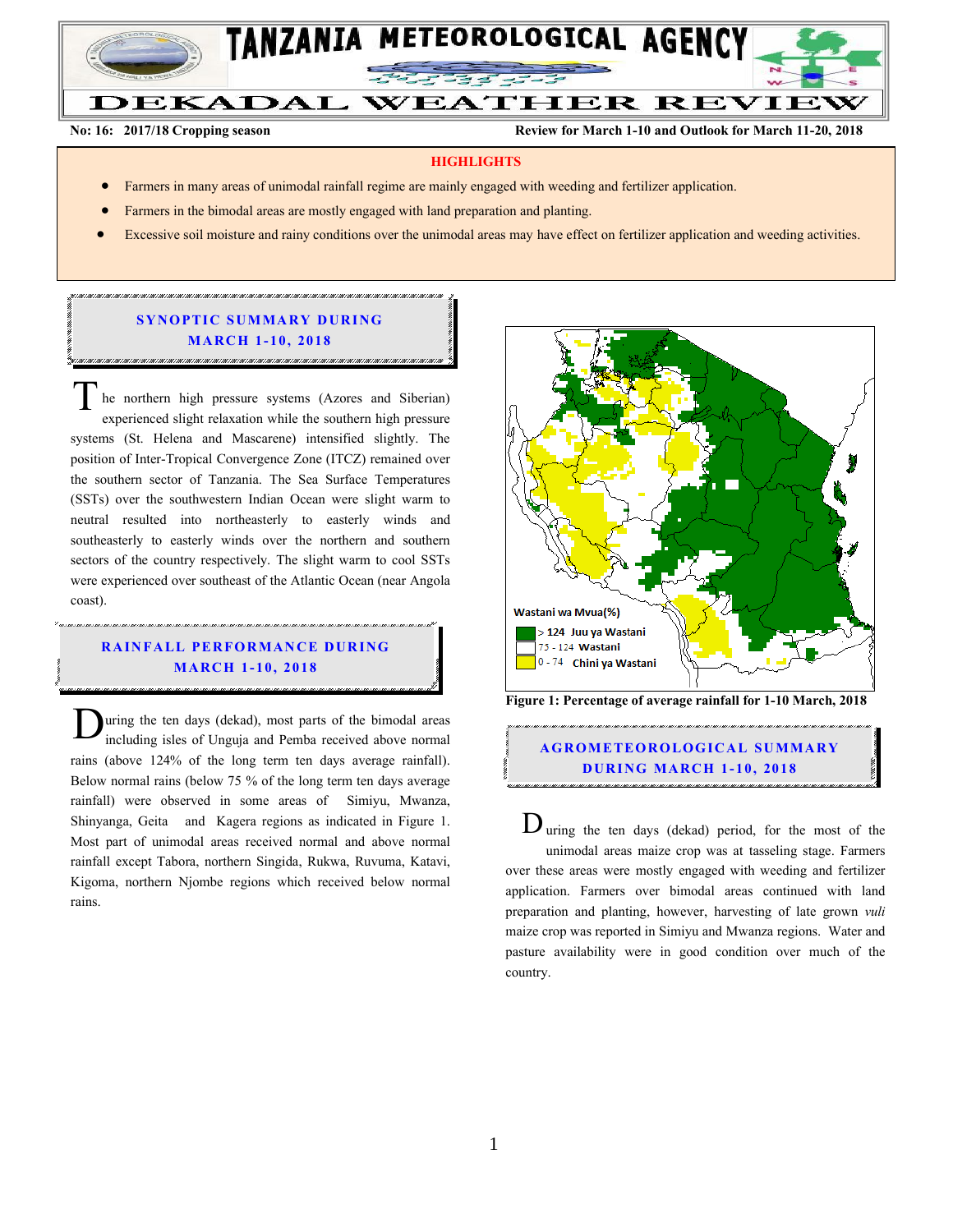# TANZANIA METEOROLOGICAL AGENCY

## DEKADAL WEATHER REVIEW

**No: 16: 2017/18 Cropping season** **Review for March 1-10 and Outlook for March 11-20, 2018**

**HIGHLIGHTS**

- Farmers in many areas of unimodal rainfall regime are mainly engaged with weeding and fertilizer application.
- Farmers in the bimodal areas are mostly engaged with land preparation and planting.
- Excessive soil moisture and rainy conditions over the unimodal areas may have effect on fertilizer application and weeding activities.

## SYNOPTIC SUMMARY DURING MARCH 1-10, 2018

The northern high pressure systems (Azores and Siberian) experienced slight relaxation while the southern high pressure systems (St. Helena and Mascarene) intensified slightly. The position of Inter-Tropical Convergence Zone (ITCZ) remained over the southern sector of Tanzania. The Sea Surface Temperatures (SSTs) over the southwestern Indian Ocean were slight warm to neutral resulted into northeasterly to easterly winds and southeasterly to easterly winds over the northern and southern sectors of the country respectively. The slight warm to cool SSTs were experienced over southeast of the Atlantic Ocean (near Angola coast).

## RAINFALL PERFORMANCE DURING MARCH 1-10, 2018

During the ten days (dekad), most parts of the bimodal areas including isles of Unguja and Pemba received above normal rains (above 124% of the long term ten days average rainfall). Below normal rains (below 75 % of the long term ten days average rainfall) were observed in some areas of Simiyu, Mwanza, Shinyanga, Geita and Kagera regions as indicated in Figure 1. Most part of unimodal areas received normal and above normal rainfall except Tabora, northern Singida, Rukwa, Ruvuma, Katavi, Kigoma, northern Njombe regions which received below normal rains.

Wastani wa Mvua(%)
- > 124 Juu ya Wastani
- 75 - 124 Wastani
- 0 - 74 Chini ya Wastani

**Figure 1: Percentage of average rainfall for 1-10 March, 2018**

## AGROMETEOROLOGICAL SUMMARY DURING MARCH 1-10, 2018

During the ten days (dekad) period, for the most of the unimodal areas maize crop was at tasseling stage. Farmers over these areas were mostly engaged with weeding and fertilizer application. Farmers over bimodal areas continued with land preparation and planting, however, harvesting of late grown *vuli* maize crop was reported in Simiyu and Mwanza regions. Water and pasture availability were in good condition over much of the country.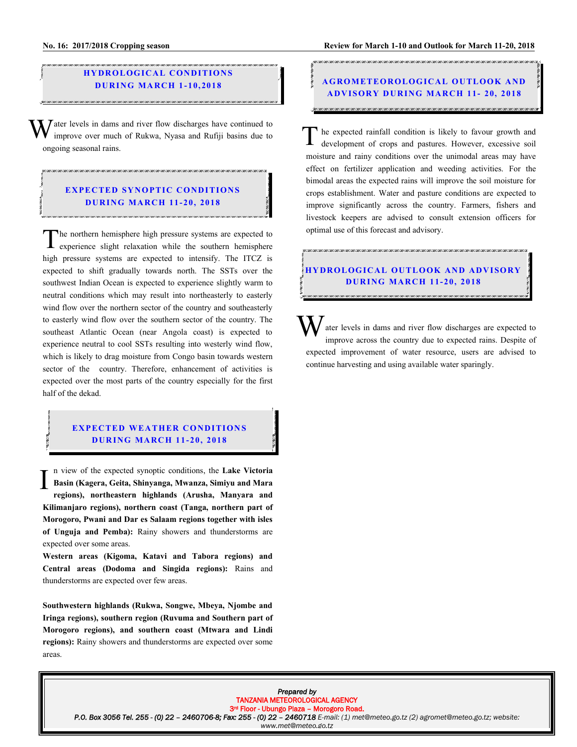## HYDROLOGICAL CONDITIONS DURING MARCH 1-10,2018

Water levels in dams and river flow discharges have continued to improve over much of Rukwa, Nyasa and Rufiji basins due to ongoing seasonal rains.

## EXPECTED SYNOPTIC CONDITIONS DURING MARCH 11-20, 2018

The northern hemisphere high pressure systems are expected to experience slight relaxation while the southern hemisphere high pressure systems are expected to intensify. The ITCZ is expected to shift gradually towards north. The SSTs over the southwest Indian Ocean is expected to experience slightly warm to neutral conditions which may result into northeasterly to easterly wind flow over the northern sector of the country and southeasterly to easterly wind flow over the southern sector of the country. The southeast Atlantic Ocean (near Angola coast) is expected to experience neutral to cool SSTs resulting into westerly wind flow, which is likely to drag moisture from Congo basin towards western sector of the country. Therefore, enhancement of activities is expected over the most parts of the country especially for the first half of the dekad.

## EXPECTED WEATHER CONDITIONS DURING MARCH 11-20, 2018

In view of the expected synoptic conditions, the **Lake Victoria Basin (Kagera, Geita, Shinyanga, Mwanza, Simiyu and Mara regions), northeastern highlands (Arusha, Manyara and Kilimanjaro regions), northern coast (Tanga, northern part of Morogoro, Pwani and Dar es Salaam regions together with isles of Unguja and Pemba):** Rainy showers and thunderstorms are expected over some areas.

**Western areas (Kigoma, Katavi and Tabora regions) and Central areas (Dodoma and Singida regions):** Rains and thunderstorms are expected over few areas.

**Southwestern highlands (Rukwa, Songwe, Mbeya, Njombe and Iringa regions), southern region (Ruvuma and Southern part of Morogoro regions), and southern coast (Mtwara and Lindi regions):** Rainy showers and thunderstorms are expected over some areas.

## AGROMETEOROLOGICAL OUTLOOK AND ADVISORY DURING MARCH 11- 20, 2018

The expected rainfall condition is likely to favour growth and development of crops and pastures. However, excessive soil moisture and rainy conditions over the unimodal areas may have effect on fertilizer application and weeding activities. For the bimodal areas the expected rains will improve the soil moisture for crops establishment. Water and pasture conditions are expected to improve significantly across the country. Farmers, fishers and livestock keepers are advised to consult extension officers for optimal use of this forecast and advisory.

## HYDROLOGICAL OUTLOOK AND ADVISORY DURING MARCH 11-20, 2018

Water levels in dams and river flow discharges are expected to improve across the country due to expected rains. Despite of expected improvement of water resource, users are advised to continue harvesting and using available water sparingly.

*Prepared by*
TANZANIA METEOROLOGICAL AGENCY
3rd Floor - Ubungo Plaza – Morogoro Road.
*P.O. Box 3056 Tel. 255 - (0) 22 – 2460706-8; Fax: 255 - (0) 22 – 2460718 E-mail: (1) met@meteo.go.tz (2) agromet@meteo.go.tz; website: www.met@meteo.go.tz*